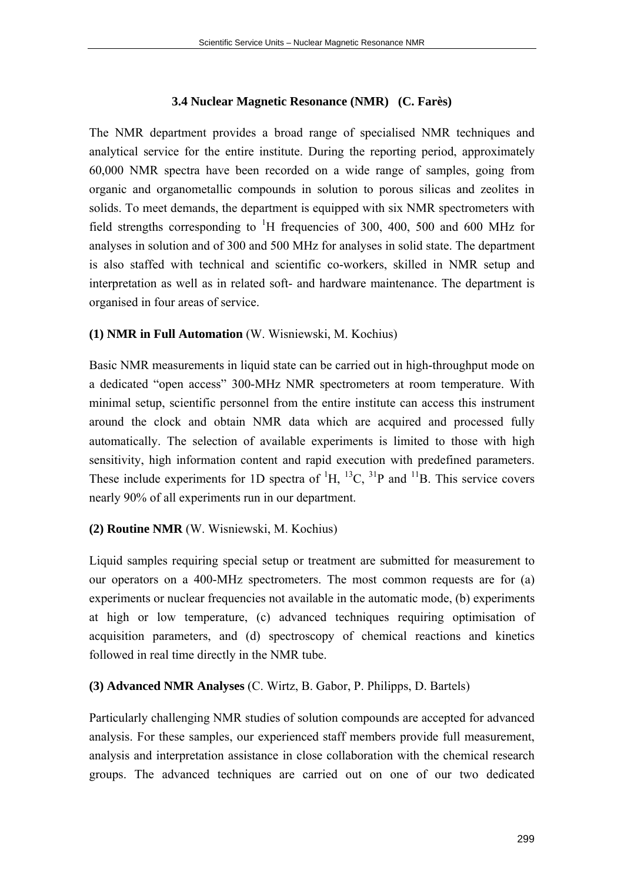### 3.4 Nuclear Magnetic Resonance (NMR) (C. Farès)

The NMR department provides a broad range of specialised NMR techniques and analytical service for the entire institute. During the reporting period, approximately 60,000 NMR spectra have been recorded on a wide range of samples, going from organic and organometallic compounds in solution to porous silicas and zeolites in solids. To meet demands, the department is equipped with six NMR spectrometers with field strengths corresponding to $^{1}H$ frequencies of 300, 400, 500 and 600 MHz for analyses in solution and of 300 and 500 MHz for analyses in solid state. The department is also staffed with technical and scientific co-workers, skilled in NMR setup and interpretation as well as in related soft- and hardware maintenance. The department is organised in four areas of service.

**(1) NMR in Full Automation** (W. Wisniewski, M. Kochius)

Basic NMR measurements in liquid state can be carried out in high-throughput mode on a dedicated "open access" 300-MHz NMR spectrometers at room temperature. With minimal setup, scientific personnel from the entire institute can access this instrument around the clock and obtain NMR data which are acquired and processed fully automatically. The selection of available experiments is limited to those with high sensitivity, high information content and rapid execution with predefined parameters. These include experiments for 1D spectra of $^{1}H$, $^{13}C$, $^{31}P$ and $^{11}B$. This service covers nearly 90% of all experiments run in our department.

**(2) Routine NMR** (W. Wisniewski, M. Kochius)

Liquid samples requiring special setup or treatment are submitted for measurement to our operators on a 400-MHz spectrometers. The most common requests are for (a) experiments or nuclear frequencies not available in the automatic mode, (b) experiments at high or low temperature, (c) advanced techniques requiring optimisation of acquisition parameters, and (d) spectroscopy of chemical reactions and kinetics followed in real time directly in the NMR tube.

**(3) Advanced NMR Analyses** (C. Wirtz, B. Gabor, P. Philipps, D. Bartels)

Particularly challenging NMR studies of solution compounds are accepted for advanced analysis. For these samples, our experienced staff members provide full measurement, analysis and interpretation assistance in close collaboration with the chemical research groups. The advanced techniques are carried out on one of our two dedicated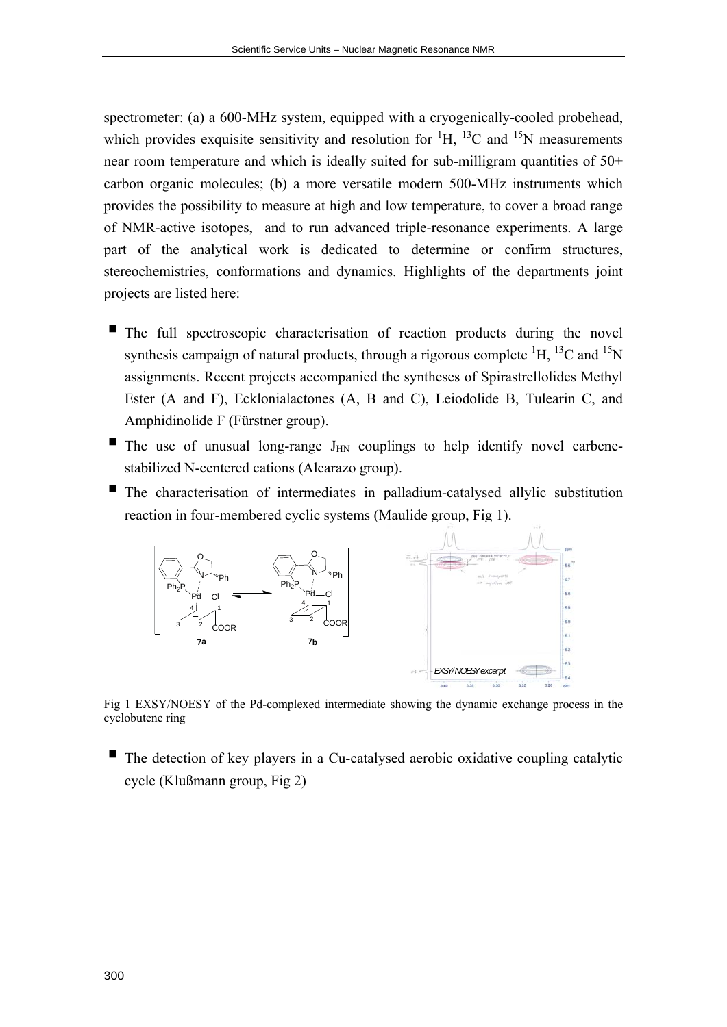spectrometer: (a) a 600-MHz system, equipped with a cryogenically-cooled probehead, which provides exquisite sensitivity and resolution for $^{1}H$, $^{13}C$ and $^{15}N$ measurements near room temperature and which is ideally suited for sub-milligram quantities of 50+ carbon organic molecules; (b) a more versatile modern 500-MHz instruments which provides the possibility to measure at high and low temperature, to cover a broad range of NMR-active isotopes, and to run advanced triple-resonance experiments. A large part of the analytical work is dedicated to determine or confirm structures, stereochemistries, conformations and dynamics. Highlights of the departments joint projects are listed here:

- The full spectroscopic characterisation of reaction products during the novel synthesis campaign of natural products, through a rigorous complete $^{1}H$, $^{13}C$ and $^{15}N$ assignments. Recent projects accompanied the syntheses of Spirastrellolides Methyl Ester (A and F), Ecklonialactones (A, B and C), Leiodolide B, Tulearin C, and Amphidinolide F (Fürstner group).
- The use of unusual long-range $J_{HN}$ couplings to help identify novel carbene-stabilized N-centered cations (Alcarazo group).
- The characterisation of intermediates in palladium-catalysed allylic substitution reaction in four-membered cyclic systems (Maulide group, Fig 1).

Fig 1 EXSY/NOESY of the Pd-complexed intermediate showing the dynamic exchange process in the cyclobutene ring

- The detection of key players in a Cu-catalysed aerobic oxidative coupling catalytic cycle (Klußmann group, Fig 2)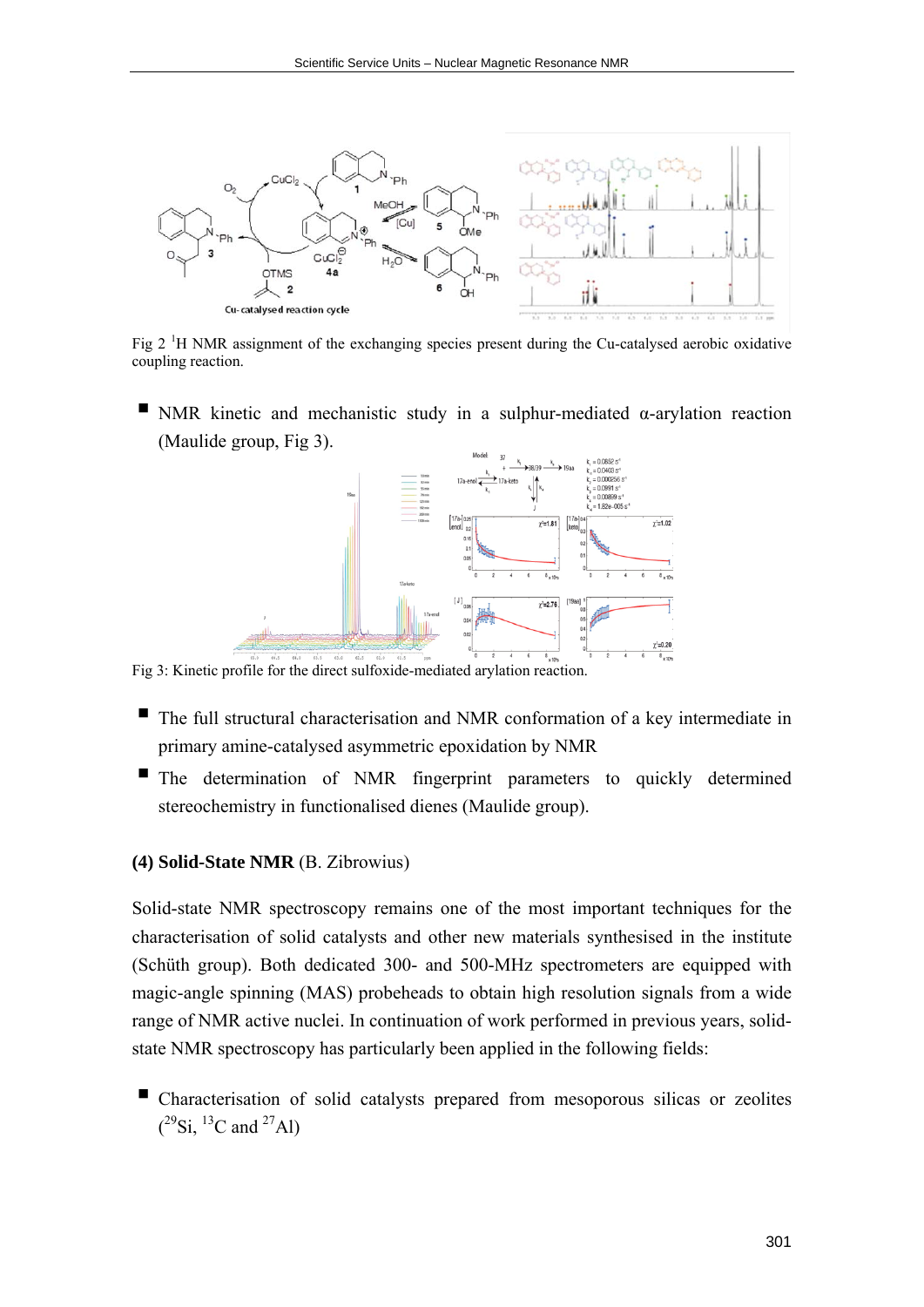Fig 2 $^1$H NMR assignment of the exchanging species present during the Cu-catalysed aerobic oxidative coupling reaction.

- NMR kinetic and mechanistic study in a sulphur-mediated α-arylation reaction (Maulide group, Fig 3).

Fig 3: Kinetic profile for the direct sulfoxide-mediated arylation reaction.

- The full structural characterisation and NMR conformation of a key intermediate in primary amine-catalysed asymmetric epoxidation by NMR
- The determination of NMR fingerprint parameters to quickly determined stereochemistry in functionalised dienes (Maulide group).

**(4) Solid-State NMR** (B. Zibrowius)

Solid-state NMR spectroscopy remains one of the most important techniques for the characterisation of solid catalysts and other new materials synthesised in the institute (Schüth group). Both dedicated 300- and 500-MHz spectrometers are equipped with magic-angle spinning (MAS) probeheads to obtain high resolution signals from a wide range of NMR active nuclei. In continuation of work performed in previous years, solid-state NMR spectroscopy has particularly been applied in the following fields:

- Characterisation of solid catalysts prepared from mesoporous silicas or zeolites ($^{29}$Si, $^{13}$C and $^{27}$Al)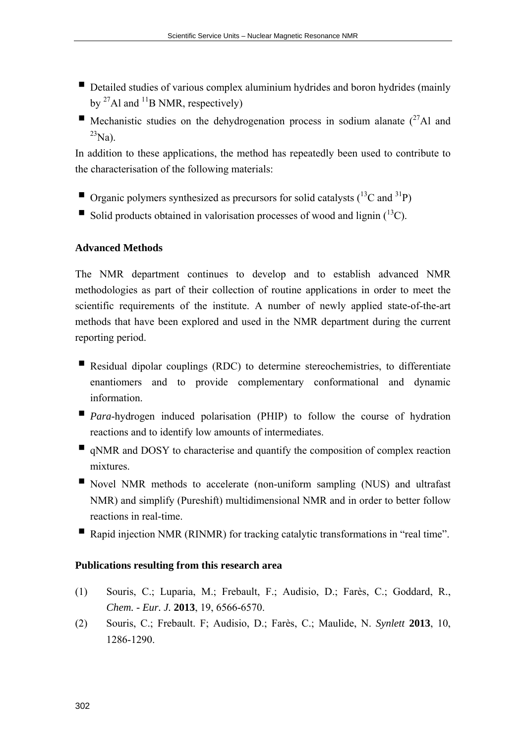- Detailed studies of various complex aluminium hydrides and boron hydrides (mainly by $^{27}$Al and $^{11}$B NMR, respectively)
- Mechanistic studies on the dehydrogenation process in sodium alanate ($^{27}$Al and $^{23}$Na).

In addition to these applications, the method has repeatedly been used to contribute to the characterisation of the following materials:

- Organic polymers synthesized as precursors for solid catalysts ($^{13}$C and $^{31}$P)
- Solid products obtained in valorisation processes of wood and lignin ($^{13}$C).

**Advanced Methods**

The NMR department continues to develop and to establish advanced NMR methodologies as part of their collection of routine applications in order to meet the scientific requirements of the institute. A number of newly applied state-of-the-art methods that have been explored and used in the NMR department during the current reporting period.

- Residual dipolar couplings (RDC) to determine stereochemistries, to differentiate enantiomers and to provide complementary conformational and dynamic information.
- *Para*-hydrogen induced polarisation (PHIP) to follow the course of hydration reactions and to identify low amounts of intermediates.
- qNMR and DOSY to characterise and quantify the composition of complex reaction mixtures.
- Novel NMR methods to accelerate (non-uniform sampling (NUS) and ultrafast NMR) and simplify (Pureshift) multidimensional NMR and in order to better follow reactions in real-time.
- Rapid injection NMR (RINMR) for tracking catalytic transformations in "real time".

**Publications resulting from this research area**

(1) Souris, C.; Luparia, M.; Frebault, F.; Audisio, D.; Farès, C.; Goddard, R., *Chem. - Eur. J.* **2013**, 19, 6566-6570.

(2) Souris, C.; Frebault. F; Audisio, D.; Farès, C.; Maulide, N. *Synlett* **2013**, 10, 1286-1290.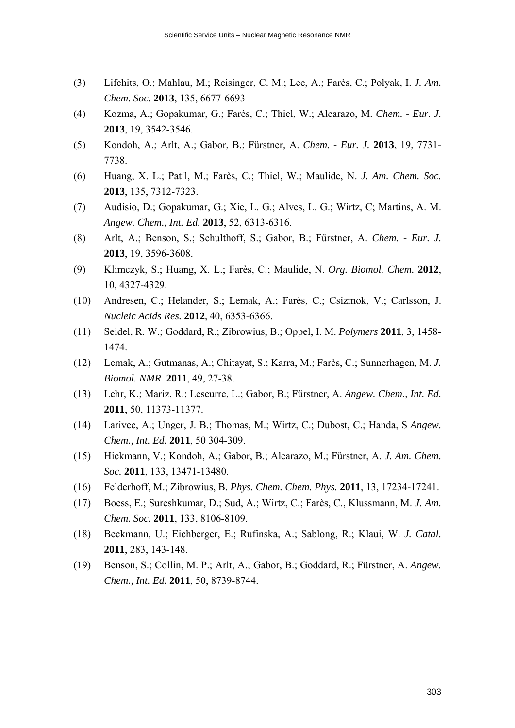(3) Lifchits, O.; Mahlau, M.; Reisinger, C. M.; Lee, A.; Farès, C.; Polyak, I. *J. Am. Chem. Soc.* **2013**, 135, 6677-6693

(4) Kozma, A.; Gopakumar, G.; Farès, C.; Thiel, W.; Alcarazo, M. *Chem. - Eur. J.* **2013**, 19, 3542-3546.

(5) Kondoh, A.; Arlt, A.; Gabor, B.; Fürstner, A. *Chem. - Eur. J.* **2013**, 19, 7731-7738.

(6) Huang, X. L.; Patil, M.; Farès, C.; Thiel, W.; Maulide, N. *J. Am. Chem. Soc.* **2013**, 135, 7312-7323.

(7) Audisio, D.; Gopakumar, G.; Xie, L. G.; Alves, L. G.; Wirtz, C; Martins, A. M. *Angew. Chem., Int. Ed.* **2013**, 52, 6313-6316.

(8) Arlt, A.; Benson, S.; Schulthoff, S.; Gabor, B.; Fürstner, A. *Chem. - Eur. J.* **2013**, 19, 3596-3608.

(9) Klimczyk, S.; Huang, X. L.; Farès, C.; Maulide, N. *Org. Biomol. Chem.* **2012**, 10, 4327-4329.

(10) Andresen, C.; Helander, S.; Lemak, A.; Farès, C.; Csizmok, V.; Carlsson, J. *Nucleic Acids Res.* **2012**, 40, 6353-6366.

(11) Seidel, R. W.; Goddard, R.; Zibrowius, B.; Oppel, I. M. *Polymers* **2011**, 3, 1458-1474.

(12) Lemak, A.; Gutmanas, A.; Chitayat, S.; Karra, M.; Farès, C.; Sunnerhagen, M. *J. Biomol. NMR* **2011**, 49, 27-38.

(13) Lehr, K.; Mariz, R.; Leseurre, L.; Gabor, B.; Fürstner, A. *Angew. Chem., Int. Ed.* **2011**, 50, 11373-11377.

(14) Larivee, A.; Unger, J. B.; Thomas, M.; Wirtz, C.; Dubost, C.; Handa, S *Angew. Chem., Int. Ed.* **2011**, 50 304-309.

(15) Hickmann, V.; Kondoh, A.; Gabor, B.; Alcarazo, M.; Fürstner, A. *J. Am. Chem. Soc.* **2011**, 133, 13471-13480.

(16) Felderhoff, M.; Zibrowius, B. *Phys. Chem. Chem. Phys.* **2011**, 13, 17234-17241.

(17) Boess, E.; Sureshkumar, D.; Sud, A.; Wirtz, C.; Farès, C., Klussmann, M. *J. Am. Chem. Soc.* **2011**, 133, 8106-8109.

(18) Beckmann, U.; Eichberger, E.; Rufinska, A.; Sablong, R.; Klaui, W. *J. Catal.* **2011**, 283, 143-148.

(19) Benson, S.; Collin, M. P.; Arlt, A.; Gabor, B.; Goddard, R.; Fürstner, A. *Angew. Chem., Int. Ed.* **2011**, 50, 8739-8744.